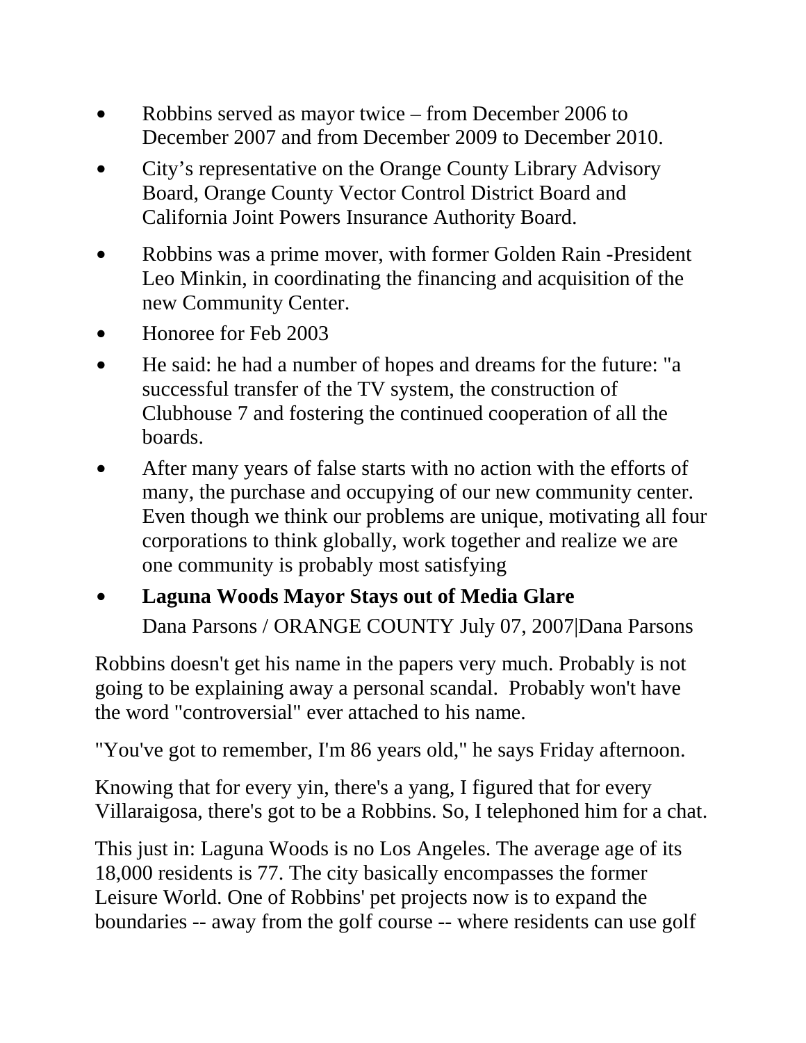- Robbins served as mayor twice – from December 2006 to December 2007 and from December 2009 to December 2010.
- City's representative on the Orange County Library Advisory Board, Orange County Vector Control District Board and California Joint Powers Insurance Authority Board.
- Robbins was a prime mover, with former Golden Rain -President Leo Minkin, in coordinating the financing and acquisition of the new Community Center.
- Honoree for Feb 2003
- He said: he had a number of hopes and dreams for the future: "a successful transfer of the TV system, the construction of Clubhouse 7 and fostering the continued cooperation of all the boards.
- After many years of false starts with no action with the efforts of many, the purchase and occupying of our new community center. Even though we think our problems are unique, motivating all four corporations to think globally, work together and realize we are one community is probably most satisfying
- **Laguna Woods Mayor Stays out of Media Glare**

  Dana Parsons / ORANGE COUNTY July 07, 2007|Dana Parsons

Robbins doesn't get his name in the papers very much. Probably is not going to be explaining away a personal scandal. Probably won't have the word "controversial" ever attached to his name.

"You've got to remember, I'm 86 years old," he says Friday afternoon.

Knowing that for every yin, there's a yang, I figured that for every Villaraigosa, there's got to be a Robbins. So, I telephoned him for a chat.

This just in: Laguna Woods is no Los Angeles. The average age of its 18,000 residents is 77. The city basically encompasses the former Leisure World. One of Robbins' pet projects now is to expand the boundaries -- away from the golf course -- where residents can use golf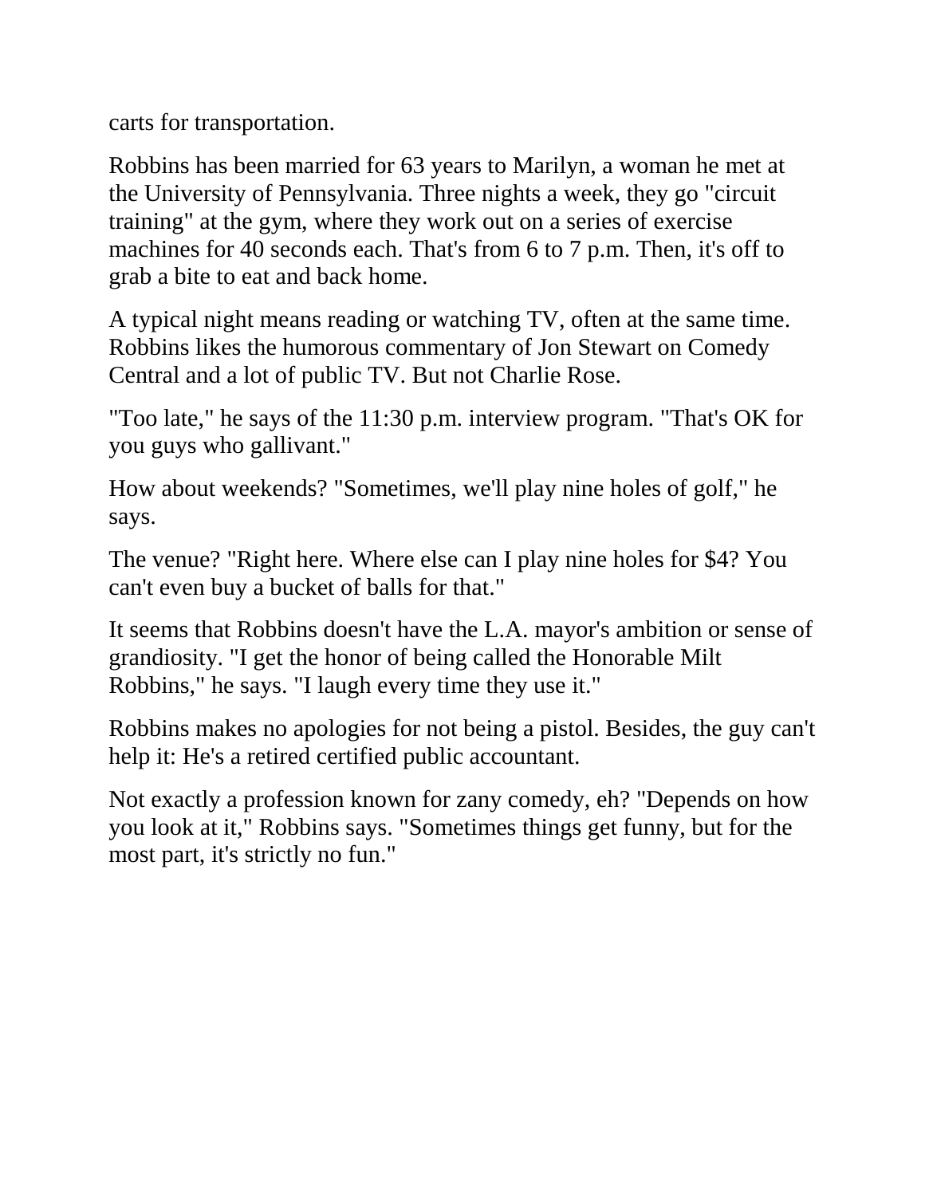carts for transportation.

Robbins has been married for 63 years to Marilyn, a woman he met at the University of Pennsylvania. Three nights a week, they go "circuit training" at the gym, where they work out on a series of exercise machines for 40 seconds each. That's from 6 to 7 p.m. Then, it's off to grab a bite to eat and back home.

A typical night means reading or watching TV, often at the same time. Robbins likes the humorous commentary of Jon Stewart on Comedy Central and a lot of public TV. But not Charlie Rose.

"Too late," he says of the 11:30 p.m. interview program. "That's OK for you guys who gallivant."

How about weekends? "Sometimes, we'll play nine holes of golf," he says.

The venue? "Right here. Where else can I play nine holes for $4? You can't even buy a bucket of balls for that."

It seems that Robbins doesn't have the L.A. mayor's ambition or sense of grandiosity. "I get the honor of being called the Honorable Milt Robbins," he says. "I laugh every time they use it."

Robbins makes no apologies for not being a pistol. Besides, the guy can't help it: He's a retired certified public accountant.

Not exactly a profession known for zany comedy, eh? "Depends on how you look at it," Robbins says. "Sometimes things get funny, but for the most part, it's strictly no fun."